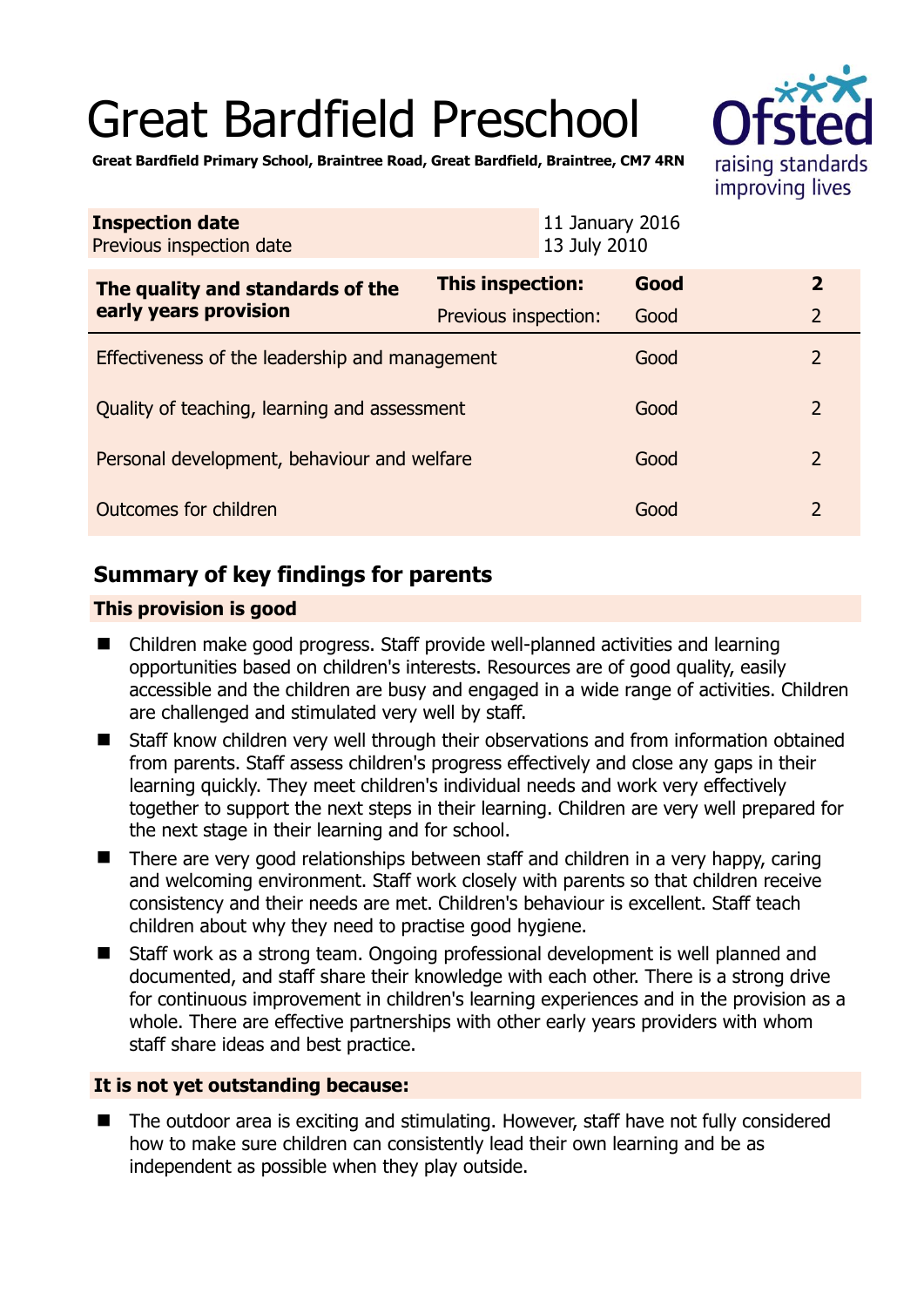# Great Bardfield Preschool

**Great Bardfield Primary School, Braintree Road, Great Bardfield, Braintree, CM7 4RN**

| **Inspection date** | 11 January 2016 |
|---|---|
| Previous inspection date | 13 July 2010 |

| **The quality and standards of the early years provision** | **This inspection:** | **Good** | **2** |
|---|---|---|---|
| | Previous inspection: | Good | 2 |
| Effectiveness of the leadership and management | | Good | 2 |
| Quality of teaching, learning and assessment | | Good | 2 |
| Personal development, behaviour and welfare | | Good | 2 |
| Outcomes for children | | Good | 2 |

## Summary of key findings for parents

### This provision is good

- Children make good progress. Staff provide well-planned activities and learning opportunities based on children's interests. Resources are of good quality, easily accessible and the children are busy and engaged in a wide range of activities. Children are challenged and stimulated very well by staff.
- Staff know children very well through their observations and from information obtained from parents. Staff assess children's progress effectively and close any gaps in their learning quickly. They meet children's individual needs and work very effectively together to support the next steps in their learning. Children are very well prepared for the next stage in their learning and for school.
- There are very good relationships between staff and children in a very happy, caring and welcoming environment. Staff work closely with parents so that children receive consistency and their needs are met. Children's behaviour is excellent. Staff teach children about why they need to practise good hygiene.
- Staff work as a strong team. Ongoing professional development is well planned and documented, and staff share their knowledge with each other. There is a strong drive for continuous improvement in children's learning experiences and in the provision as a whole. There are effective partnerships with other early years providers with whom staff share ideas and best practice.

### It is not yet outstanding because:

- The outdoor area is exciting and stimulating. However, staff have not fully considered how to make sure children can consistently lead their own learning and be as independent as possible when they play outside.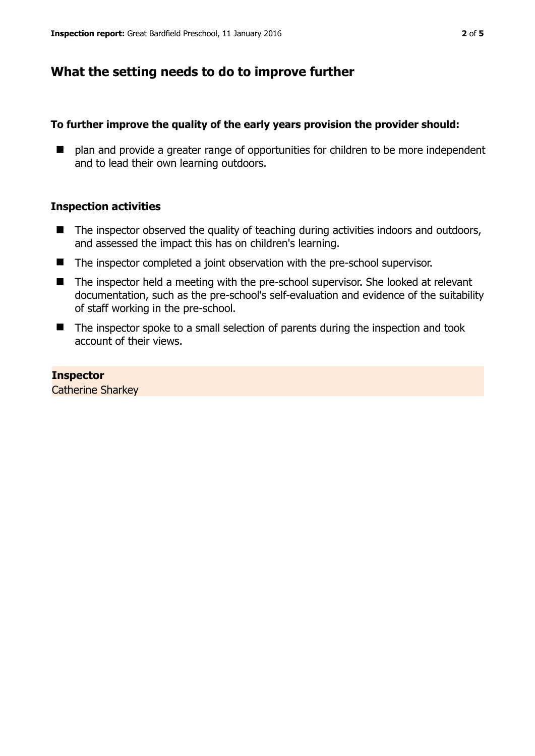## What the setting needs to do to improve further

**To further improve the quality of the early years provision the provider should:**

- plan and provide a greater range of opportunities for children to be more independent and to lead their own learning outdoors.

### Inspection activities

- The inspector observed the quality of teaching during activities indoors and outdoors, and assessed the impact this has on children's learning.
- The inspector completed a joint observation with the pre-school supervisor.
- The inspector held a meeting with the pre-school supervisor. She looked at relevant documentation, such as the pre-school's self-evaluation and evidence of the suitability of staff working in the pre-school.
- The inspector spoke to a small selection of parents during the inspection and took account of their views.

**Inspector**
Catherine Sharkey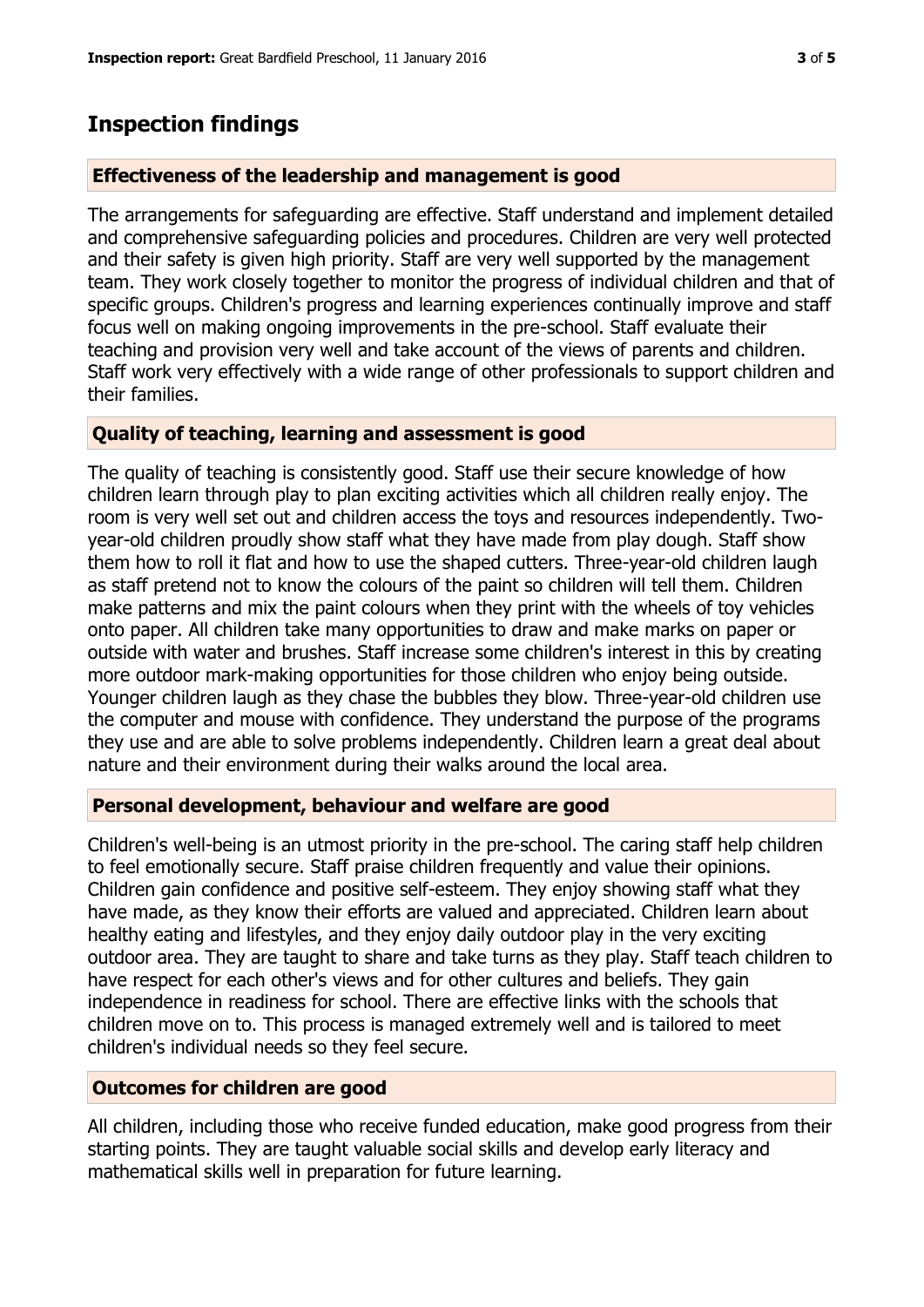## Inspection findings

### Effectiveness of the leadership and management is good

The arrangements for safeguarding are effective. Staff understand and implement detailed and comprehensive safeguarding policies and procedures. Children are very well protected and their safety is given high priority. Staff are very well supported by the management team. They work closely together to monitor the progress of individual children and that of specific groups. Children's progress and learning experiences continually improve and staff focus well on making ongoing improvements in the pre-school. Staff evaluate their teaching and provision very well and take account of the views of parents and children. Staff work very effectively with a wide range of other professionals to support children and their families.

### Quality of teaching, learning and assessment is good

The quality of teaching is consistently good. Staff use their secure knowledge of how children learn through play to plan exciting activities which all children really enjoy. The room is very well set out and children access the toys and resources independently. Two-year-old children proudly show staff what they have made from play dough. Staff show them how to roll it flat and how to use the shaped cutters. Three-year-old children laugh as staff pretend not to know the colours of the paint so children will tell them. Children make patterns and mix the paint colours when they print with the wheels of toy vehicles onto paper. All children take many opportunities to draw and make marks on paper or outside with water and brushes. Staff increase some children's interest in this by creating more outdoor mark-making opportunities for those children who enjoy being outside. Younger children laugh as they chase the bubbles they blow. Three-year-old children use the computer and mouse with confidence. They understand the purpose of the programs they use and are able to solve problems independently. Children learn a great deal about nature and their environment during their walks around the local area.

### Personal development, behaviour and welfare are good

Children's well-being is an utmost priority in the pre-school. The caring staff help children to feel emotionally secure. Staff praise children frequently and value their opinions. Children gain confidence and positive self-esteem. They enjoy showing staff what they have made, as they know their efforts are valued and appreciated. Children learn about healthy eating and lifestyles, and they enjoy daily outdoor play in the very exciting outdoor area. They are taught to share and take turns as they play. Staff teach children to have respect for each other's views and for other cultures and beliefs. They gain independence in readiness for school. There are effective links with the schools that children move on to. This process is managed extremely well and is tailored to meet children's individual needs so they feel secure.

### Outcomes for children are good

All children, including those who receive funded education, make good progress from their starting points. They are taught valuable social skills and develop early literacy and mathematical skills well in preparation for future learning.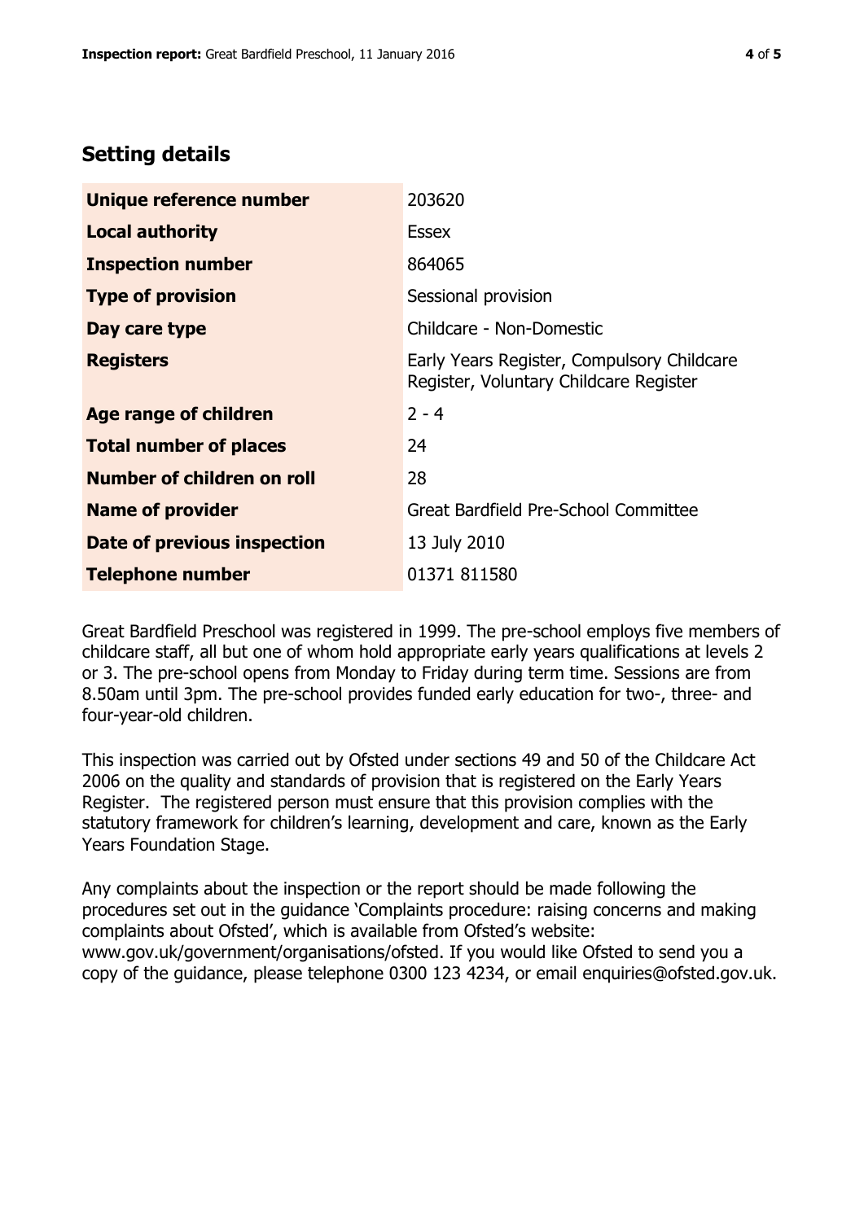## Setting details

| | |
|---|---|
| **Unique reference number** | 203620 |
| **Local authority** | Essex |
| **Inspection number** | 864065 |
| **Type of provision** | Sessional provision |
| **Day care type** | Childcare - Non-Domestic |
| **Registers** | Early Years Register, Compulsory Childcare Register, Voluntary Childcare Register |
| **Age range of children** | 2 - 4 |
| **Total number of places** | 24 |
| **Number of children on roll** | 28 |
| **Name of provider** | Great Bardfield Pre-School Committee |
| **Date of previous inspection** | 13 July 2010 |
| **Telephone number** | 01371 811580 |

Great Bardfield Preschool was registered in 1999. The pre-school employs five members of childcare staff, all but one of whom hold appropriate early years qualifications at levels 2 or 3. The pre-school opens from Monday to Friday during term time. Sessions are from 8.50am until 3pm. The pre-school provides funded early education for two-, three- and four-year-old children.

This inspection was carried out by Ofsted under sections 49 and 50 of the Childcare Act 2006 on the quality and standards of provision that is registered on the Early Years Register. The registered person must ensure that this provision complies with the statutory framework for children's learning, development and care, known as the Early Years Foundation Stage.

Any complaints about the inspection or the report should be made following the procedures set out in the guidance 'Complaints procedure: raising concerns and making complaints about Ofsted', which is available from Ofsted's website: www.gov.uk/government/organisations/ofsted. If you would like Ofsted to send you a copy of the guidance, please telephone 0300 123 4234, or email enquiries@ofsted.gov.uk.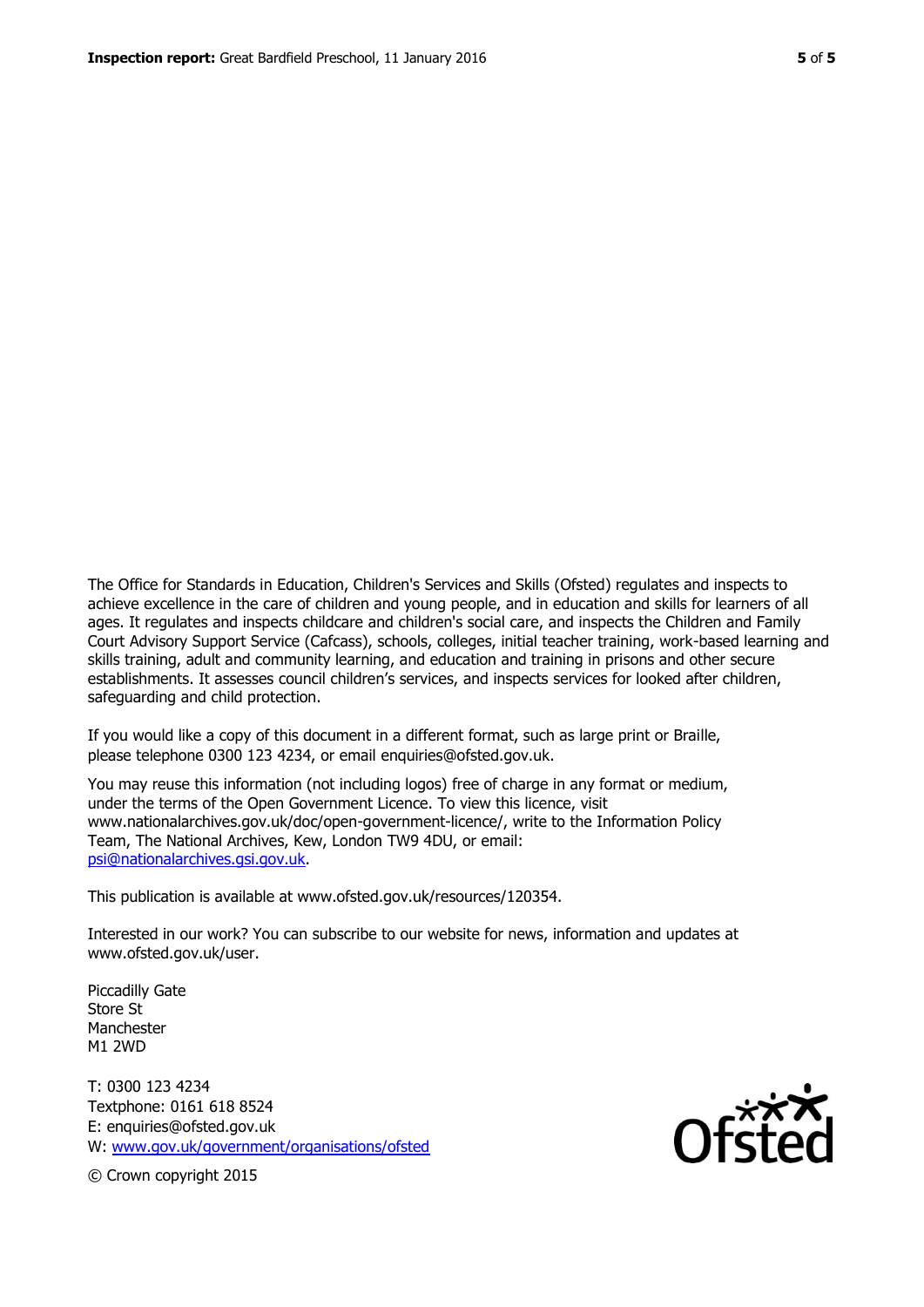The Office for Standards in Education, Children's Services and Skills (Ofsted) regulates and inspects to achieve excellence in the care of children and young people, and in education and skills for learners of all ages. It regulates and inspects childcare and children's social care, and inspects the Children and Family Court Advisory Support Service (Cafcass), schools, colleges, initial teacher training, work-based learning and skills training, adult and community learning, and education and training in prisons and other secure establishments. It assesses council children's services, and inspects services for looked after children, safeguarding and child protection.

If you would like a copy of this document in a different format, such as large print or Braille, please telephone 0300 123 4234, or email enquiries@ofsted.gov.uk.

You may reuse this information (not including logos) free of charge in any format or medium, under the terms of the Open Government Licence. To view this licence, visit www.nationalarchives.gov.uk/doc/open-government-licence/, write to the Information Policy Team, The National Archives, Kew, London TW9 4DU, or email: psi@nationalarchives.gsi.gov.uk.

This publication is available at www.ofsted.gov.uk/resources/120354.

Interested in our work? You can subscribe to our website for news, information and updates at www.ofsted.gov.uk/user.

Piccadilly Gate
Store St
Manchester
M1 2WD

T: 0300 123 4234
Textphone: 0161 618 8524
E: enquiries@ofsted.gov.uk
W: www.gov.uk/government/organisations/ofsted

© Crown copyright 2015